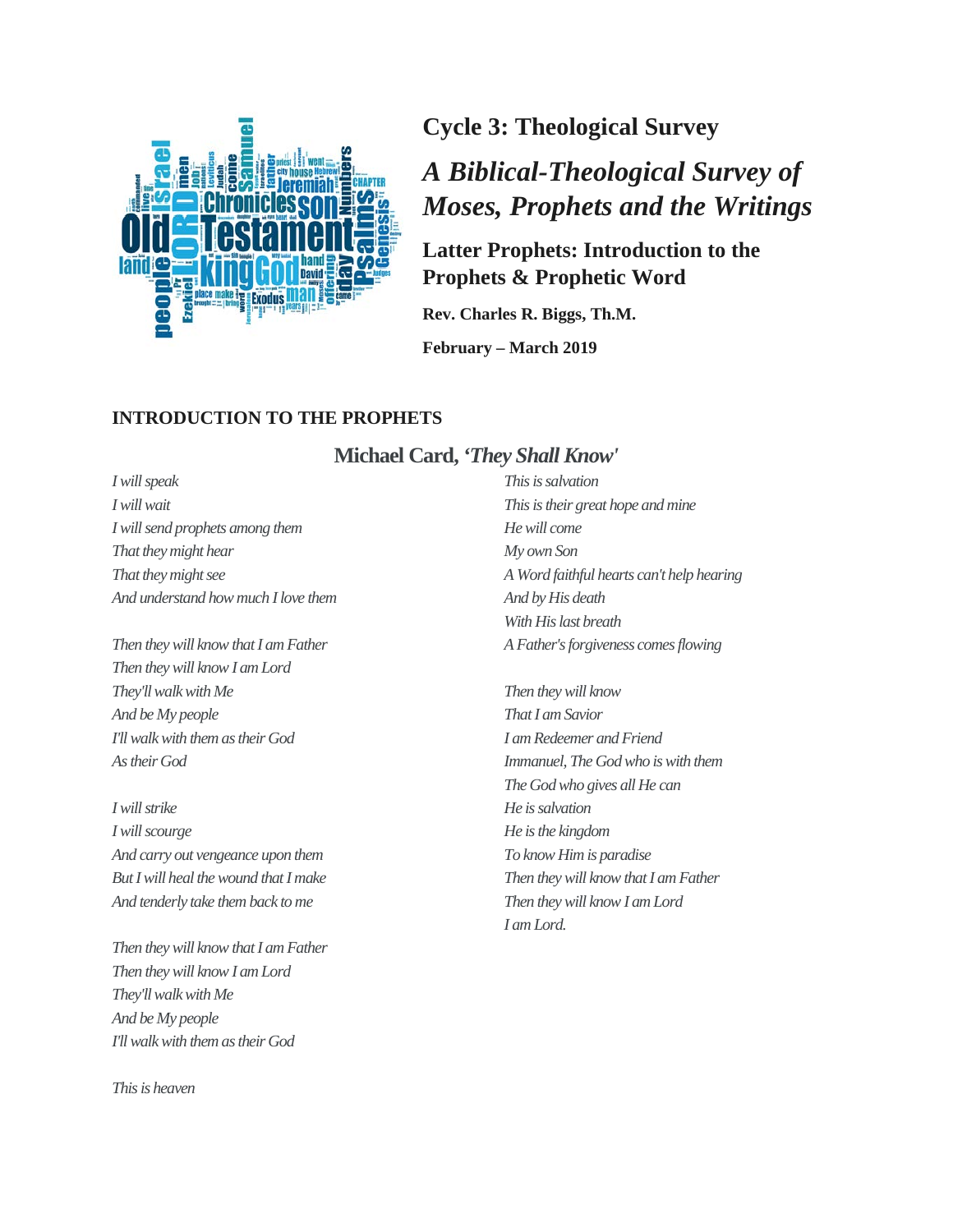# Cycle 3: Theological Survey

## *A Biblical-Theological Survey of Moses, Prophets and the Writings*

### Latter Prophets: Introduction to the Prophets & Prophetic Word

**Rev. Charles R. Biggs, Th.M.**

**February – March 2019**

## INTRODUCTION TO THE PROPHETS

### Michael Card, *'They Shall Know'*

*I will speak*
*I will wait*
*I will send prophets among them*
*That they might hear*
*That they might see*
*And understand how much I love them*

*Then they will know that I am Father*
*Then they will know I am Lord*
*They'll walk with Me*
*And be My people*
*I'll walk with them as their God*
*As their God*

*I will strike*
*I will scourge*
*And carry out vengeance upon them*
*But I will heal the wound that I make*
*And tenderly take them back to me*

*Then they will know that I am Father*
*Then they will know I am Lord*
*They'll walk with Me*
*And be My people*
*I'll walk with them as their God*

*This is heaven*
*This is salvation*
*This is their great hope and mine*
*He will come*
*My own Son*
*A Word faithful hearts can't help hearing*
*And by His death*
*With His last breath*
*A Father's forgiveness comes flowing*

*Then they will know*
*That I am Savior*
*I am Redeemer and Friend*
*Immanuel, The God who is with them*
*The God who gives all He can*
*He is salvation*
*He is the kingdom*
*To know Him is paradise*
*Then they will know that I am Father*
*Then they will know I am Lord*
*I am Lord.*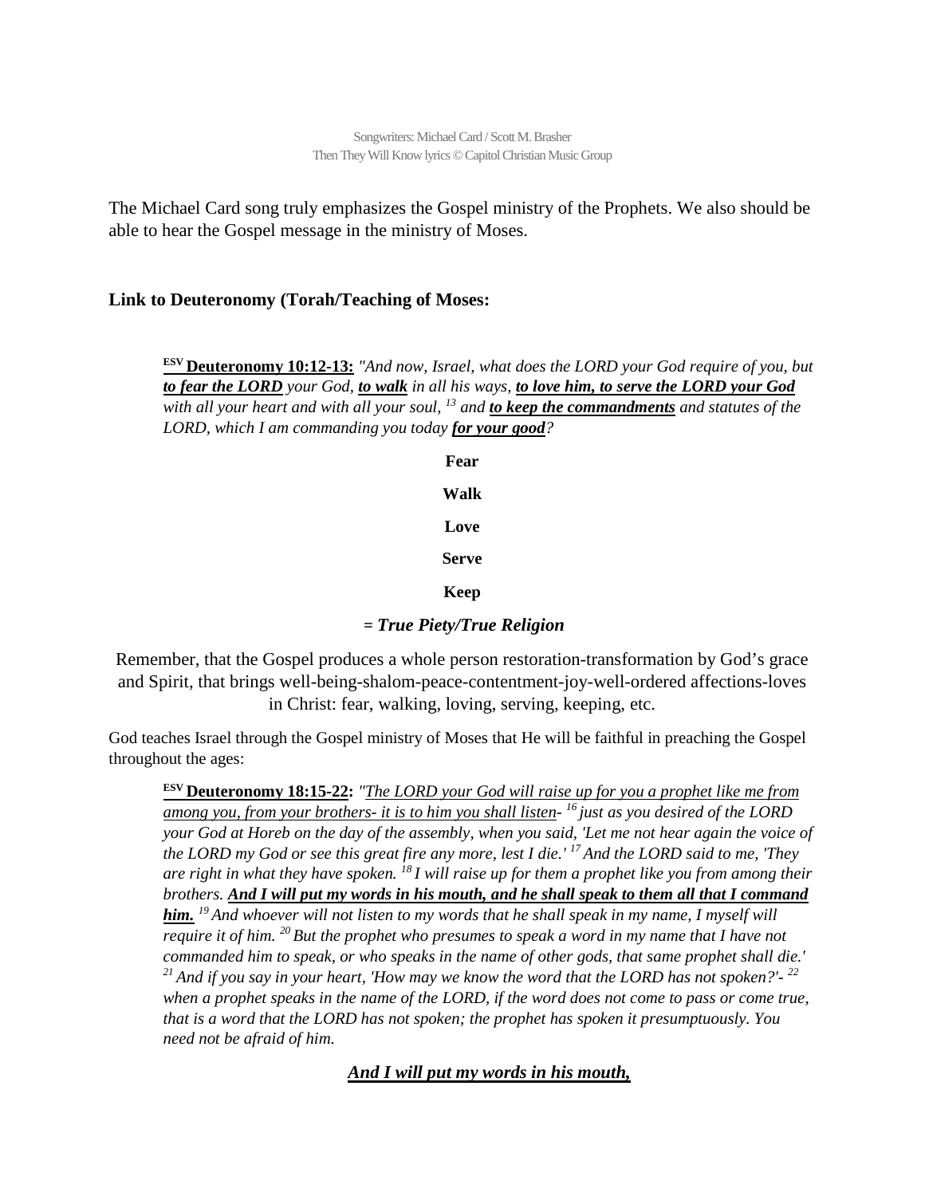Songwriters: Michael Card / Scott M. Brasher
Then They Will Know lyrics © Capitol Christian Music Group

The Michael Card song truly emphasizes the Gospel ministry of the Prophets. We also should be able to hear the Gospel message in the ministry of Moses.

**Link to Deuteronomy (Torah/Teaching of Moses:**

> **ESV Deuteronomy 10:12-13:** *"And now, Israel, what does the LORD your God require of you, but **to fear the LORD** your God, **to walk** in all his ways, **to love him, to serve the LORD your God** with all your heart and with all your soul, [13] and **to keep the commandments** and statutes of the LORD, which I am commanding you today **for your good**?*

**Fear**

**Walk**

**Love**

**Serve**

**Keep**

**= *True Piety/True Religion***

Remember, that the Gospel produces a whole person restoration-transformation by God's grace and Spirit, that brings well-being-shalom-peace-contentment-joy-well-ordered affections-loves in Christ: fear, walking, loving, serving, keeping, etc.

God teaches Israel through the Gospel ministry of Moses that He will be faithful in preaching the Gospel throughout the ages:

> **ESV Deuteronomy 18:15-22:** *"The LORD your God will raise up for you a prophet like me from among you, from your brothers- it is to him you shall listen- [16] just as you desired of the LORD your God at Horeb on the day of the assembly, when you said, 'Let me not hear again the voice of the LORD my God or see this great fire any more, lest I die.' [17] And the LORD said to me, 'They are right in what they have spoken. [18] I will raise up for them a prophet like you from among their brothers. **And I will put my words in his mouth, and he shall speak to them all that I command him.** [19] And whoever will not listen to my words that he shall speak in my name, I myself will require it of him. [20] But the prophet who presumes to speak a word in my name that I have not commanded him to speak, or who speaks in the name of other gods, that same prophet shall die.' [21] And if you say in your heart, 'How may we know the word that the LORD has not spoken?'- [22] when a prophet speaks in the name of the LORD, if the word does not come to pass or come true, that is a word that the LORD has not spoken; the prophet has spoken it presumptuously. You need not be afraid of him.*

***And I will put my words in his mouth,***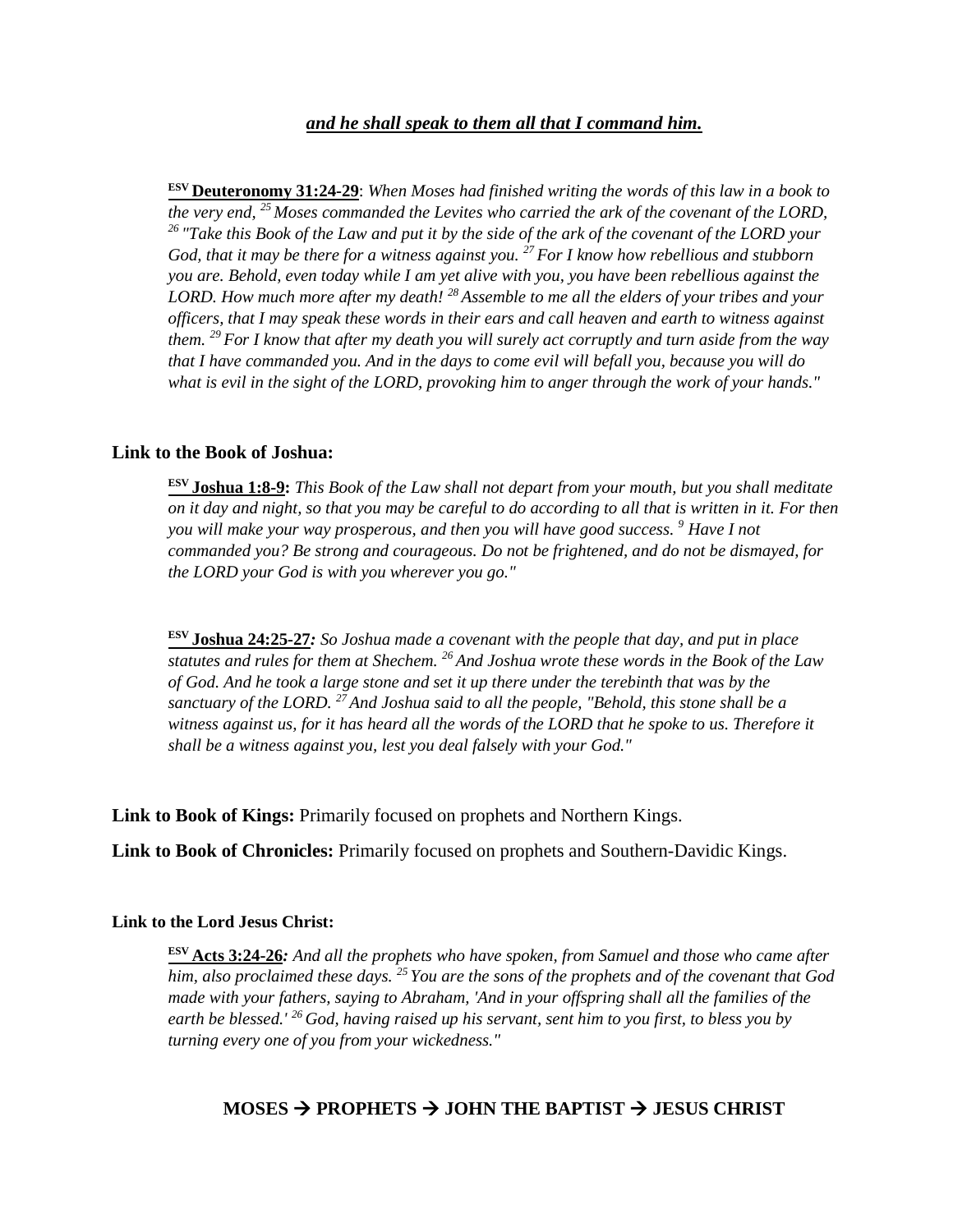***and he shall speak to them all that I command him.***

ESV **Deuteronomy 31:24-29**: *When Moses had finished writing the words of this law in a book to the very end, [25] Moses commanded the Levites who carried the ark of the covenant of the LORD, [26] "Take this Book of the Law and put it by the side of the ark of the covenant of the LORD your God, that it may be there for a witness against you. [27] For I know how rebellious and stubborn you are. Behold, even today while I am yet alive with you, you have been rebellious against the LORD. How much more after my death! [28] Assemble to me all the elders of your tribes and your officers, that I may speak these words in their ears and call heaven and earth to witness against them. [29] For I know that after my death you will surely act corruptly and turn aside from the way that I have commanded you. And in the days to come evil will befall you, because you will do what is evil in the sight of the LORD, provoking him to anger through the work of your hands."*

**Link to the Book of Joshua:**

ESV **Joshua 1:8-9:** *This Book of the Law shall not depart from your mouth, but you shall meditate on it day and night, so that you may be careful to do according to all that is written in it. For then you will make your way prosperous, and then you will have good success. [9] Have I not commanded you? Be strong and courageous. Do not be frightened, and do not be dismayed, for the LORD your God is with you wherever you go."*

ESV **Joshua 24:25-27***:* *So Joshua made a covenant with the people that day, and put in place statutes and rules for them at Shechem. [26] And Joshua wrote these words in the Book of the Law of God. And he took a large stone and set it up there under the terebinth that was by the sanctuary of the LORD. [27] And Joshua said to all the people, "Behold, this stone shall be a witness against us, for it has heard all the words of the LORD that he spoke to us. Therefore it shall be a witness against you, lest you deal falsely with your God."*

**Link to Book of Kings:** Primarily focused on prophets and Northern Kings.

**Link to Book of Chronicles:** Primarily focused on prophets and Southern-Davidic Kings.

**Link to the Lord Jesus Christ:**

ESV **Acts 3:24-26***:* *And all the prophets who have spoken, from Samuel and those who came after him, also proclaimed these days. [25] You are the sons of the prophets and of the covenant that God made with your fathers, saying to Abraham, 'And in your offspring shall all the families of the earth be blessed.' [26] God, having raised up his servant, sent him to you first, to bless you by turning every one of you from your wickedness."*

**MOSES → PROPHETS → JOHN THE BAPTIST → JESUS CHRIST**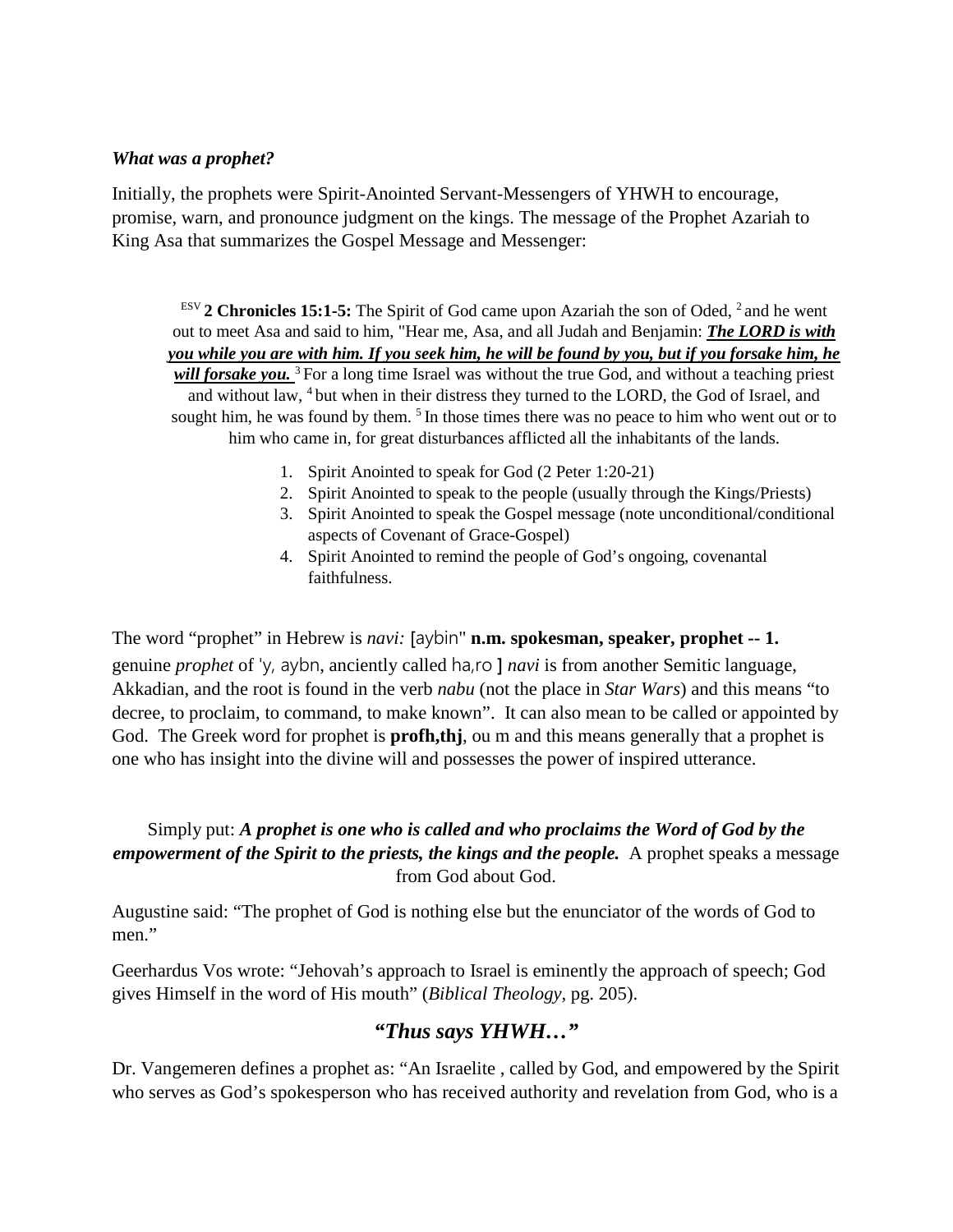***What was a prophet?***

Initially, the prophets were Spirit-Anointed Servant-Messengers of YHWH to encourage, promise, warn, and pronounce judgment on the kings. The message of the Prophet Azariah to King Asa that summarizes the Gospel Message and Messenger:

> ESV **2 Chronicles 15:1-5:** The Spirit of God came upon Azariah the son of Oded, [2] and he went out to meet Asa and said to him, "Hear me, Asa, and all Judah and Benjamin: ***<u>The LORD is with you while you are with him. If you seek him, he will be found by you, but if you forsake him, he will forsake you.</u>*** [3] For a long time Israel was without the true God, and without a teaching priest and without law, [4] but when in their distress they turned to the LORD, the God of Israel, and sought him, he was found by them. [5] In those times there was no peace to him who went out or to him who came in, for great disturbances afflicted all the inhabitants of the lands.

1. Spirit Anointed to speak for God (2 Peter 1:20-21)
2. Spirit Anointed to speak to the people (usually through the Kings/Priests)
3. Spirit Anointed to speak the Gospel message (note unconditional/conditional aspects of Covenant of Grace-Gospel)
4. Spirit Anointed to remind the people of God's ongoing, covenantal faithfulness.

The word "prophet" in Hebrew is *navi:* [aybin" **n.m. spokesman, speaker, prophet -- 1.** genuine *prophet* of 'y, aybn, anciently called ha,ro ] *navi* is from another Semitic language, Akkadian, and the root is found in the verb *nabu* (not the place in *Star Wars*) and this means "to decree, to proclaim, to command, to make known". It can also mean to be called or appointed by God. The Greek word for prophet is **profh,thj**, ou m and this means generally that a prophet is one who has insight into the divine will and possesses the power of inspired utterance.

Simply put: ***A prophet is one who is called and who proclaims the Word of God by the empowerment of the Spirit to the priests, the kings and the people.*** A prophet speaks a message from God about God.

Augustine said: "The prophet of God is nothing else but the enunciator of the words of God to men."

Geerhardus Vos wrote: "Jehovah's approach to Israel is eminently the approach of speech; God gives Himself in the word of His mouth" (*Biblical Theology*, pg. 205).

## ***"Thus says YHWH…"***

Dr. Vangemeren defines a prophet as: "An Israelite , called by God, and empowered by the Spirit who serves as God's spokesperson who has received authority and revelation from God, who is a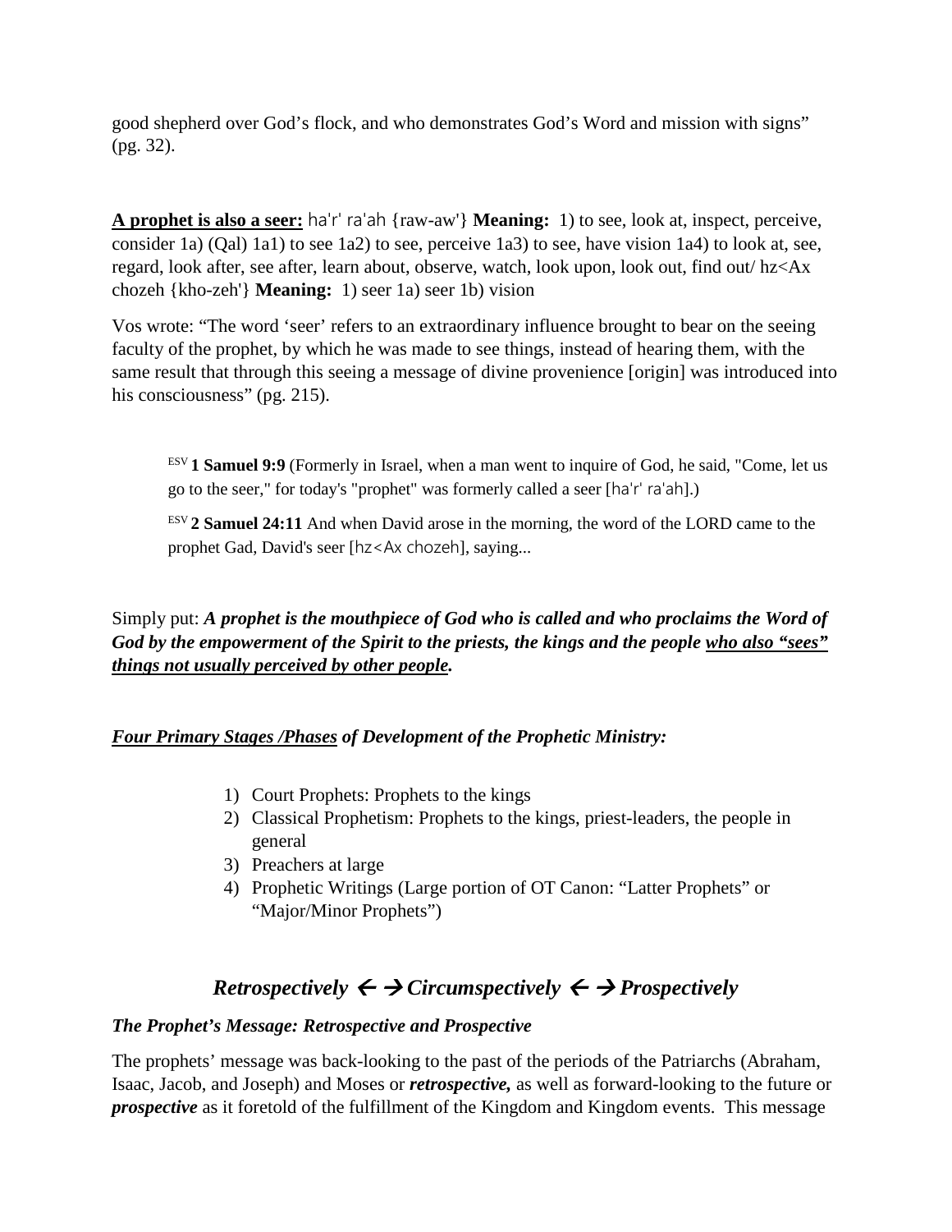good shepherd over God's flock, and who demonstrates God's Word and mission with signs" (pg. 32).

**<u>A prophet is also a seer:</u>** ha'r' ra'ah {raw-aw'} **Meaning:** 1) to see, look at, inspect, perceive, consider 1a) (Qal) 1a1) to see 1a2) to see, perceive 1a3) to see, have vision 1a4) to look at, see, regard, look after, see after, learn about, observe, watch, look upon, look out, find out/ hz<Ax chozeh {kho-zeh'} **Meaning:** 1) seer 1a) seer 1b) vision

Vos wrote: "The word 'seer' refers to an extraordinary influence brought to bear on the seeing faculty of the prophet, by which he was made to see things, instead of hearing them, with the same result that through this seeing a message of divine provenience [origin] was introduced into his consciousness" (pg. 215).

> ESV **1 Samuel 9:9** (Formerly in Israel, when a man went to inquire of God, he said, "Come, let us go to the seer," for today's "prophet" was formerly called a seer [ha'r' ra'ah].)
>
> ESV **2 Samuel 24:11** And when David arose in the morning, the word of the LORD came to the prophet Gad, David's seer [hz<Ax chozeh], saying...

Simply put: ***A prophet is the mouthpiece of God who is called and who proclaims the Word of God by the empowerment of the Spirit to the priests, the kings and the people <u>who also "sees" things not usually perceived by other people</u>.***

***<u>Four Primary Stages /Phases</u> of Development of the Prophetic Ministry:***

1) Court Prophets: Prophets to the kings
2) Classical Prophetism: Prophets to the kings, priest-leaders, the people in general
3) Preachers at large
4) Prophetic Writings (Large portion of OT Canon: "Latter Prophets" or "Major/Minor Prophets")

## *Retrospectively ← → Circumspectively ← → Prospectively*

***The Prophet's Message: Retrospective and Prospective***

The prophets' message was back-looking to the past of the periods of the Patriarchs (Abraham, Isaac, Jacob, and Joseph) and Moses or ***retrospective,*** as well as forward-looking to the future or ***prospective*** as it foretold of the fulfillment of the Kingdom and Kingdom events. This message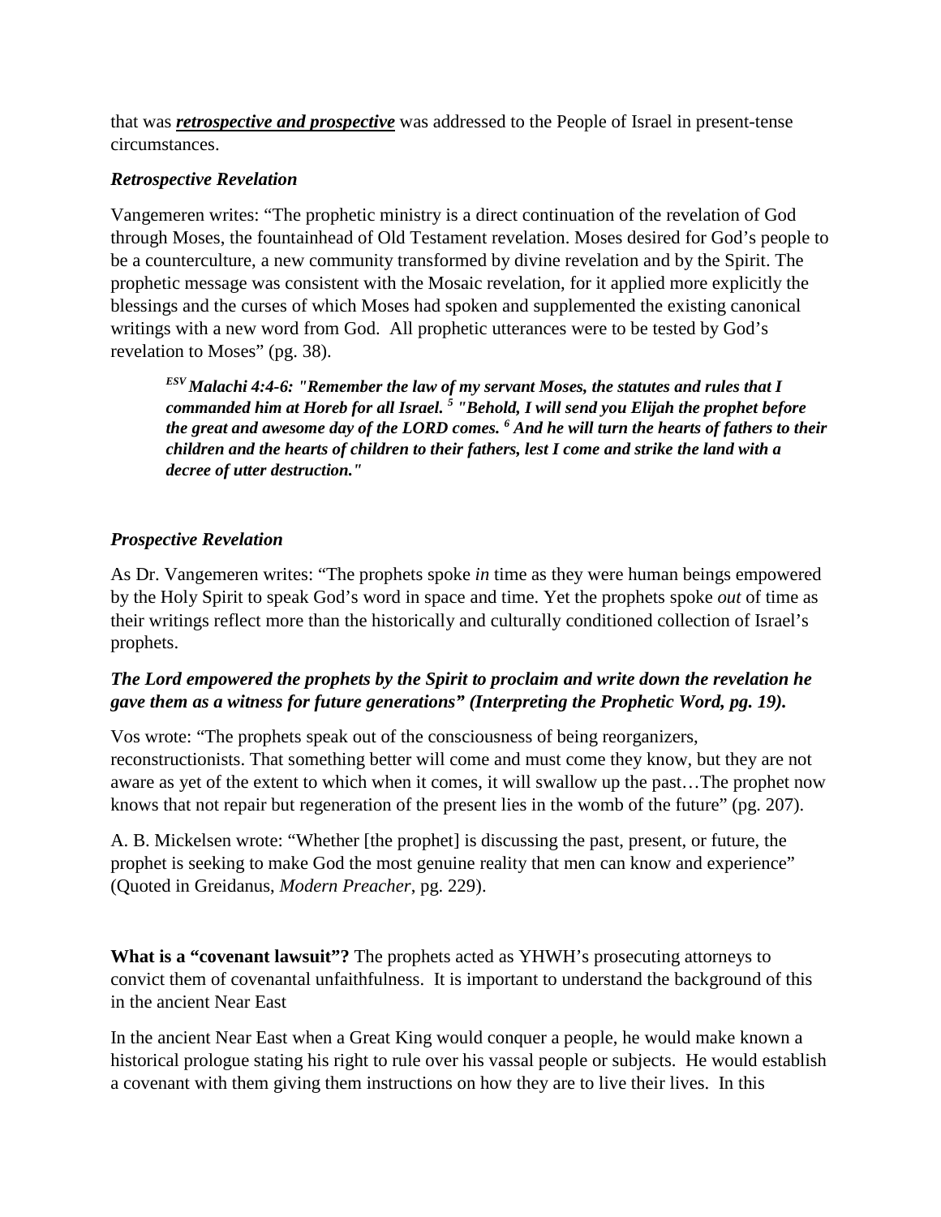that was ***retrospective and prospective*** was addressed to the People of Israel in present-tense circumstances.

***Retrospective Revelation***

Vangemeren writes: "The prophetic ministry is a direct continuation of the revelation of God through Moses, the fountainhead of Old Testament revelation. Moses desired for God's people to be a counterculture, a new community transformed by divine revelation and by the Spirit. The prophetic message was consistent with the Mosaic revelation, for it applied more explicitly the blessings and the curses of which Moses had spoken and supplemented the existing canonical writings with a new word from God. All prophetic utterances were to be tested by God's revelation to Moses" (pg. 38).

> ***ESV Malachi 4:4-6: "Remember the law of my servant Moses, the statutes and rules that I commanded him at Horeb for all Israel. 5 "Behold, I will send you Elijah the prophet before the great and awesome day of the LORD comes. 6 And he will turn the hearts of fathers to their children and the hearts of children to their fathers, lest I come and strike the land with a decree of utter destruction."***

***Prospective Revelation***

As Dr. Vangemeren writes: "The prophets spoke *in* time as they were human beings empowered by the Holy Spirit to speak God's word in space and time. Yet the prophets spoke *out* of time as their writings reflect more than the historically and culturally conditioned collection of Israel's prophets.

***The Lord empowered the prophets by the Spirit to proclaim and write down the revelation he gave them as a witness for future generations" (Interpreting the Prophetic Word, pg. 19).***

Vos wrote: "The prophets speak out of the consciousness of being reorganizers, reconstructionists. That something better will come and must come they know, but they are not aware as yet of the extent to which when it comes, it will swallow up the past…The prophet now knows that not repair but regeneration of the present lies in the womb of the future" (pg. 207).

A. B. Mickelsen wrote: "Whether [the prophet] is discussing the past, present, or future, the prophet is seeking to make God the most genuine reality that men can know and experience" (Quoted in Greidanus, *Modern Preacher*, pg. 229).

**What is a "covenant lawsuit"?** The prophets acted as YHWH's prosecuting attorneys to convict them of covenantal unfaithfulness. It is important to understand the background of this in the ancient Near East

In the ancient Near East when a Great King would conquer a people, he would make known a historical prologue stating his right to rule over his vassal people or subjects. He would establish a covenant with them giving them instructions on how they are to live their lives. In this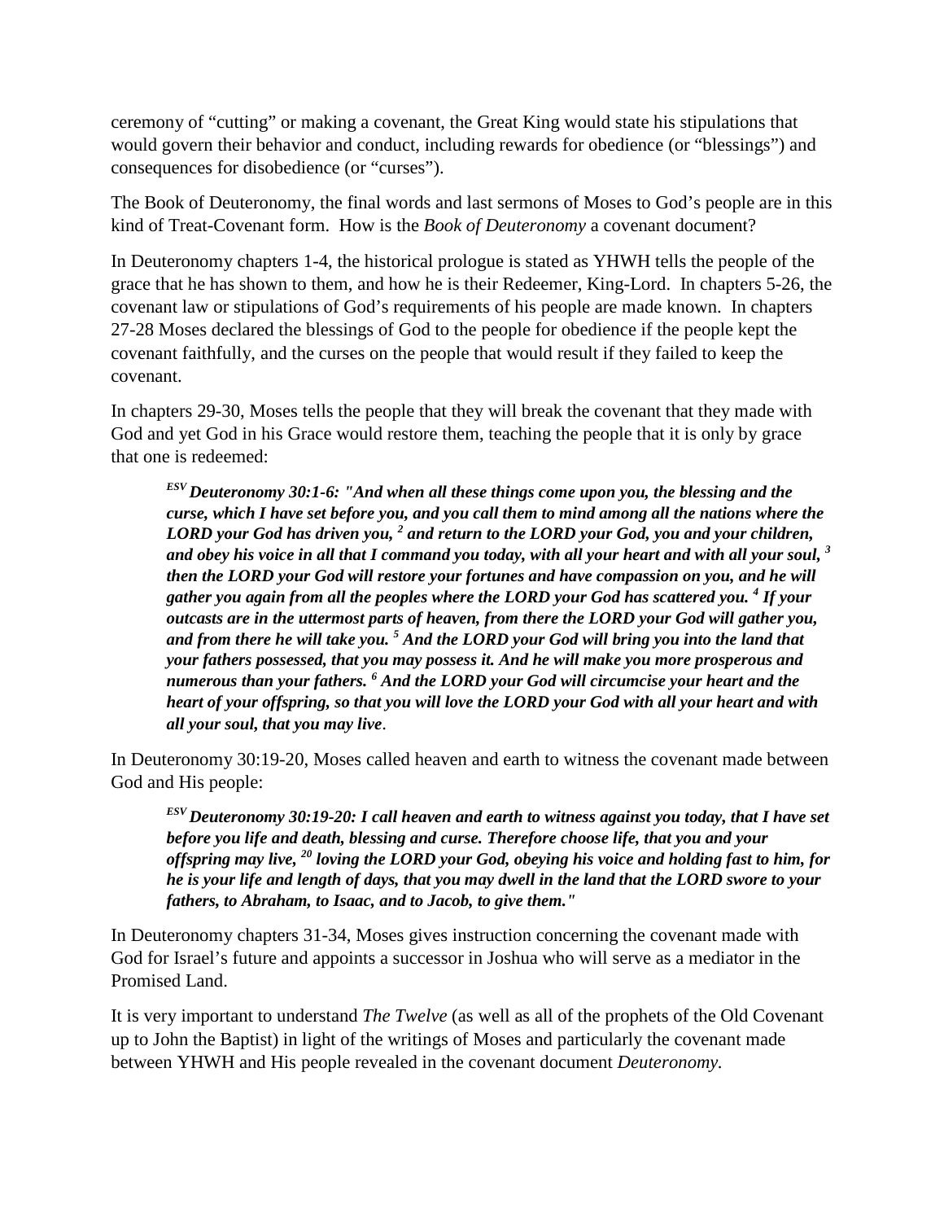ceremony of "cutting" or making a covenant, the Great King would state his stipulations that would govern their behavior and conduct, including rewards for obedience (or "blessings") and consequences for disobedience (or "curses").

The Book of Deuteronomy, the final words and last sermons of Moses to God's people are in this kind of Treat-Covenant form. How is the *Book of Deuteronomy* a covenant document?

In Deuteronomy chapters 1-4, the historical prologue is stated as YHWH tells the people of the grace that he has shown to them, and how he is their Redeemer, King-Lord. In chapters 5-26, the covenant law or stipulations of God's requirements of his people are made known. In chapters 27-28 Moses declared the blessings of God to the people for obedience if the people kept the covenant faithfully, and the curses on the people that would result if they failed to keep the covenant.

In chapters 29-30, Moses tells the people that they will break the covenant that they made with God and yet God in his Grace would restore them, teaching the people that it is only by grace that one is redeemed:

> ***[ESV] Deuteronomy 30:1-6: "And when all these things come upon you, the blessing and the curse, which I have set before you, and you call them to mind among all the nations where the LORD your God has driven you, [2] and return to the LORD your God, you and your children, and obey his voice in all that I command you today, with all your heart and with all your soul, [3] then the LORD your God will restore your fortunes and have compassion on you, and he will gather you again from all the peoples where the LORD your God has scattered you. [4] If your outcasts are in the uttermost parts of heaven, from there the LORD your God will gather you, and from there he will take you. [5] And the LORD your God will bring you into the land that your fathers possessed, that you may possess it. And he will make you more prosperous and numerous than your fathers. [6] And the LORD your God will circumcise your heart and the heart of your offspring, so that you will love the LORD your God with all your heart and with all your soul, that you may live***.

In Deuteronomy 30:19-20, Moses called heaven and earth to witness the covenant made between God and His people:

> ***[ESV] Deuteronomy 30:19-20: I call heaven and earth to witness against you today, that I have set before you life and death, blessing and curse. Therefore choose life, that you and your offspring may live, [20] loving the LORD your God, obeying his voice and holding fast to him, for he is your life and length of days, that you may dwell in the land that the LORD swore to your fathers, to Abraham, to Isaac, and to Jacob, to give them."***

In Deuteronomy chapters 31-34, Moses gives instruction concerning the covenant made with God for Israel's future and appoints a successor in Joshua who will serve as a mediator in the Promised Land.

It is very important to understand *The Twelve* (as well as all of the prophets of the Old Covenant up to John the Baptist) in light of the writings of Moses and particularly the covenant made between YHWH and His people revealed in the covenant document *Deuteronomy.*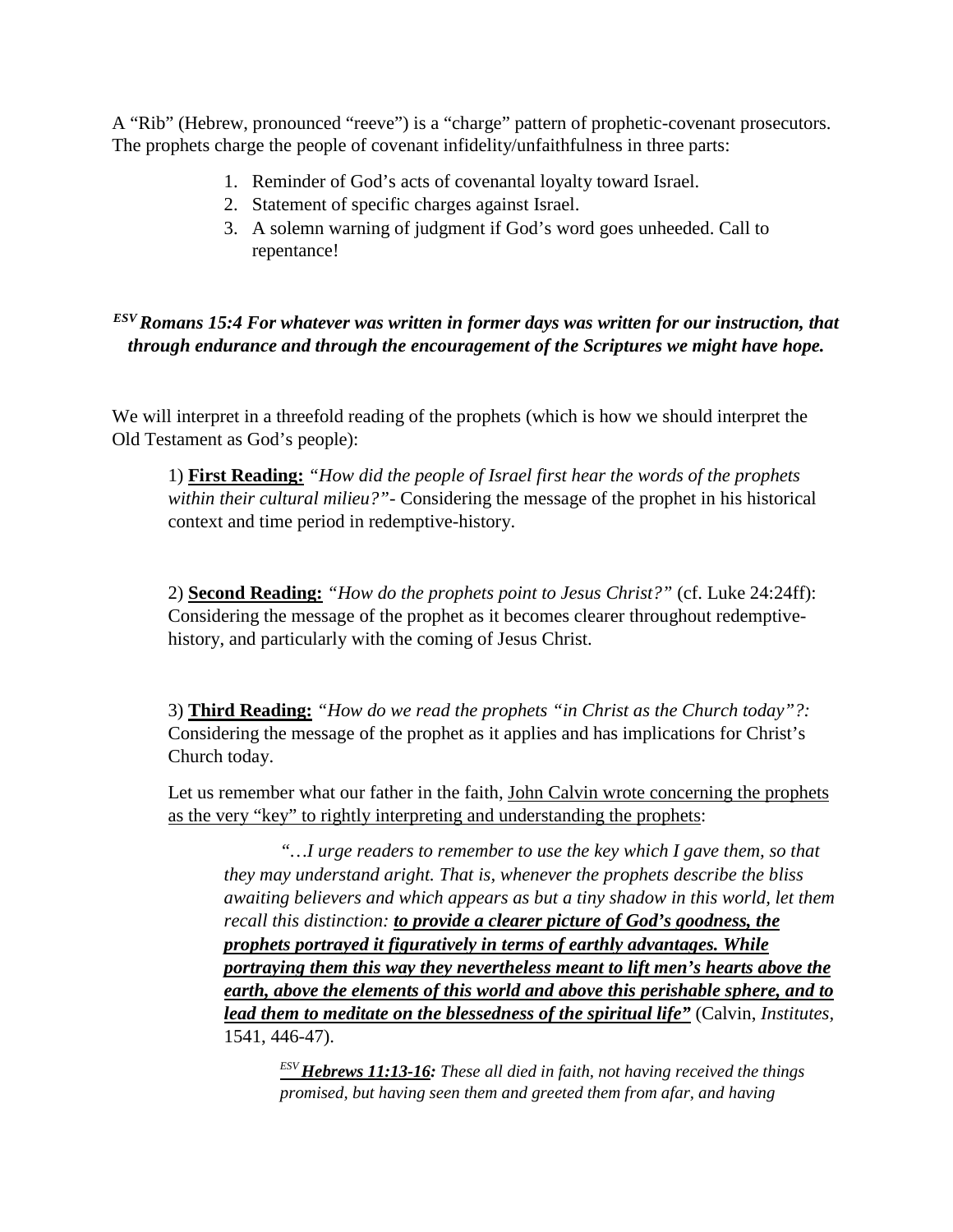A "Rib" (Hebrew, pronounced "reeve") is a "charge" pattern of prophetic-covenant prosecutors. The prophets charge the people of covenant infidelity/unfaithfulness in three parts:

1. Reminder of God's acts of covenantal loyalty toward Israel.
2. Statement of specific charges against Israel.
3. A solemn warning of judgment if God's word goes unheeded. Call to repentance!

***ESV Romans 15:4 For whatever was written in former days was written for our instruction, that through endurance and through the encouragement of the Scriptures we might have hope.***

We will interpret in a threefold reading of the prophets (which is how we should interpret the Old Testament as God's people):

> 1) <u>**First Reading:**</u> *"How did the people of Israel first hear the words of the prophets within their cultural milieu?"*- Considering the message of the prophet in his historical context and time period in redemptive-history.
>
> 2) <u>**Second Reading:**</u> *"How do the prophets point to Jesus Christ?"* (cf. Luke 24:24ff): Considering the message of the prophet as it becomes clearer throughout redemptive-history, and particularly with the coming of Jesus Christ.
>
> 3) <u>**Third Reading:**</u> *"How do we read the prophets "in Christ as the Church today"?:* Considering the message of the prophet as it applies and has implications for Christ's Church today.
>
> Let us remember what our father in the faith, <u>John Calvin wrote concerning the prophets as the very "key" to rightly interpreting and understanding the prophets</u>:
>
>> *"…I urge readers to remember to use the key which I gave them, so that they may understand aright. That is, whenever the prophets describe the bliss awaiting believers and which appears as but a tiny shadow in this world, let them recall this distinction:* <u>***to provide a clearer picture of God's goodness, the prophets portrayed it figuratively in terms of earthly advantages. While portraying them this way they nevertheless meant to lift men's hearts above the earth, above the elements of this world and above this perishable sphere, and to lead them to meditate on the blessedness of the spiritual life"***</u> (Calvin, *Institutes*, 1541, 446-47).
>>
>>> *ESV* <u>***Hebrews 11:13-16***</u>***:*** *These all died in faith, not having received the things promised, but having seen them and greeted them from afar, and having*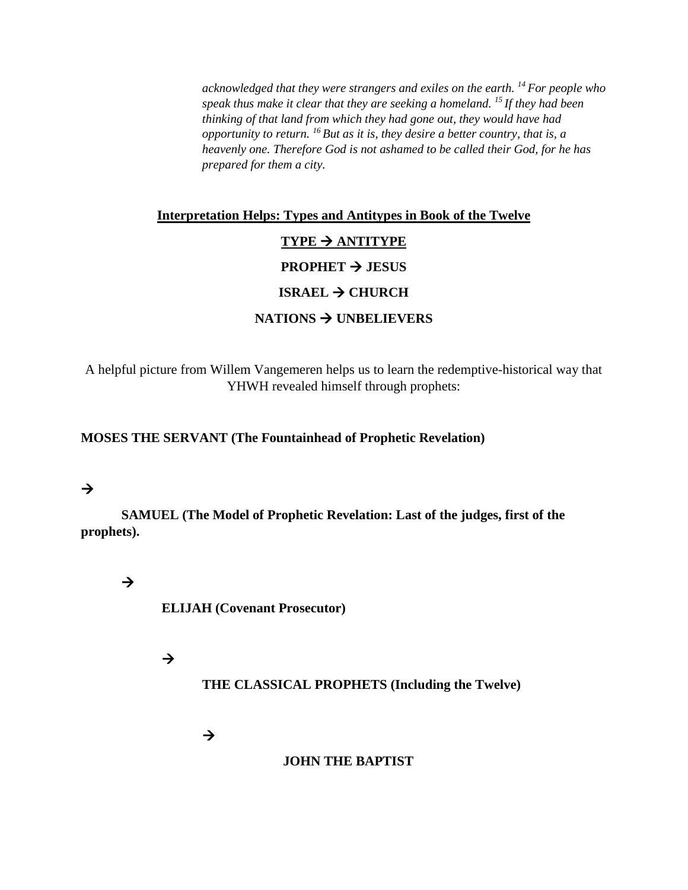> *acknowledged that they were strangers and exiles on the earth. [14] For people who speak thus make it clear that they are seeking a homeland. [15] If they had been thinking of that land from which they had gone out, they would have had opportunity to return. [16] But as it is, they desire a better country, that is, a heavenly one. Therefore God is not ashamed to be called their God, for he has prepared for them a city.*

**<u>Interpretation Helps: Types and Antitypes in Book of the Twelve</u>**

**<u>TYPE → ANTITYPE</u>**

**PROPHET → JESUS**

**ISRAEL → CHURCH**

**NATIONS → UNBELIEVERS**

A helpful picture from Willem Vangemeren helps us to learn the redemptive-historical way that YHWH revealed himself through prophets:

**MOSES THE SERVANT (The Fountainhead of Prophetic Revelation)**

→

**SAMUEL (The Model of Prophetic Revelation: Last of the judges, first of the prophets).**

→

**ELIJAH (Covenant Prosecutor)**

→

**THE CLASSICAL PROPHETS (Including the Twelve)**

→

**JOHN THE BAPTIST**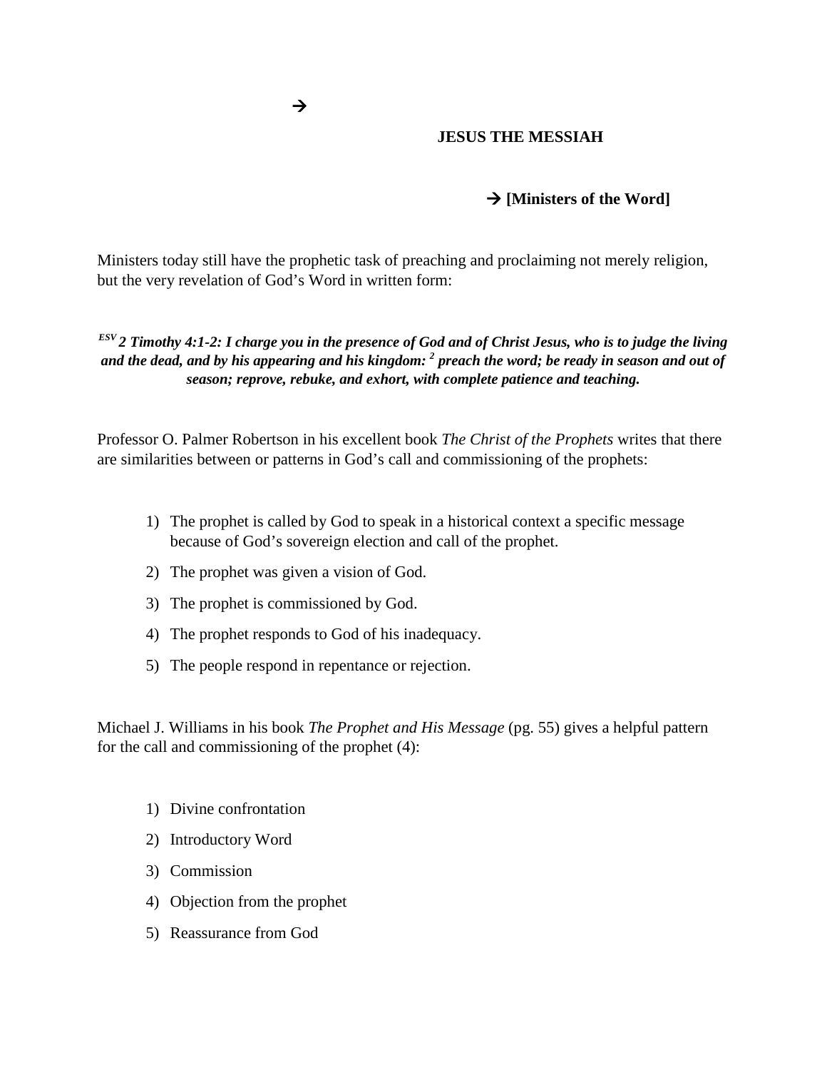→

**JESUS THE MESSIAH**

→ **[Ministers of the Word]**

Ministers today still have the prophetic task of preaching and proclaiming not merely religion, but the very revelation of God's Word in written form:

***ESV 2 Timothy 4:1-2: I charge you in the presence of God and of Christ Jesus, who is to judge the living and the dead, and by his appearing and his kingdom: [2] preach the word; be ready in season and out of season; reprove, rebuke, and exhort, with complete patience and teaching.***

Professor O. Palmer Robertson in his excellent book *The Christ of the Prophets* writes that there are similarities between or patterns in God's call and commissioning of the prophets:

1) The prophet is called by God to speak in a historical context a specific message because of God's sovereign election and call of the prophet.
2) The prophet was given a vision of God.
3) The prophet is commissioned by God.
4) The prophet responds to God of his inadequacy.
5) The people respond in repentance or rejection.

Michael J. Williams in his book *The Prophet and His Message* (pg. 55) gives a helpful pattern for the call and commissioning of the prophet (4):

1) Divine confrontation
2) Introductory Word
3) Commission
4) Objection from the prophet
5) Reassurance from God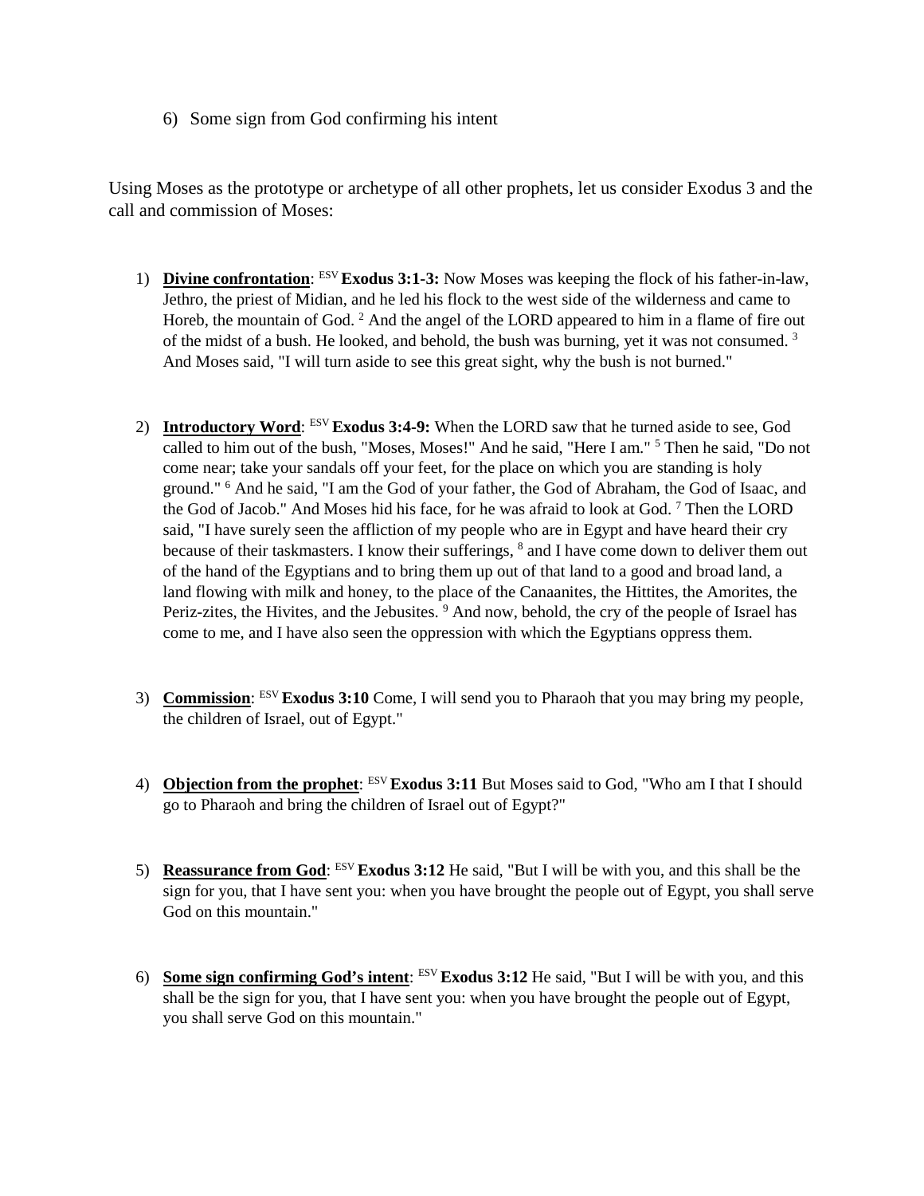6) Some sign from God confirming his intent

Using Moses as the prototype or archetype of all other prophets, let us consider Exodus 3 and the call and commission of Moses:

1) **Divine confrontation**: ESV **Exodus 3:1-3:** Now Moses was keeping the flock of his father-in-law, Jethro, the priest of Midian, and he led his flock to the west side of the wilderness and came to Horeb, the mountain of God. [2] And the angel of the LORD appeared to him in a flame of fire out of the midst of a bush. He looked, and behold, the bush was burning, yet it was not consumed. [3] And Moses said, "I will turn aside to see this great sight, why the bush is not burned."

2) **Introductory Word**: ESV **Exodus 3:4-9:** When the LORD saw that he turned aside to see, God called to him out of the bush, "Moses, Moses!" And he said, "Here I am." [5] Then he said, "Do not come near; take your sandals off your feet, for the place on which you are standing is holy ground." [6] And he said, "I am the God of your father, the God of Abraham, the God of Isaac, and the God of Jacob." And Moses hid his face, for he was afraid to look at God. [7] Then the LORD said, "I have surely seen the affliction of my people who are in Egypt and have heard their cry because of their taskmasters. I know their sufferings, [8] and I have come down to deliver them out of the hand of the Egyptians and to bring them up out of that land to a good and broad land, a land flowing with milk and honey, to the place of the Canaanites, the Hittites, the Amorites, the Periz-zites, the Hivites, and the Jebusites. [9] And now, behold, the cry of the people of Israel has come to me, and I have also seen the oppression with which the Egyptians oppress them.

3) **Commission**: ESV **Exodus 3:10** Come, I will send you to Pharaoh that you may bring my people, the children of Israel, out of Egypt."

4) **Objection from the prophet**: ESV **Exodus 3:11** But Moses said to God, "Who am I that I should go to Pharaoh and bring the children of Israel out of Egypt?"

5) **Reassurance from God**: ESV **Exodus 3:12** He said, "But I will be with you, and this shall be the sign for you, that I have sent you: when you have brought the people out of Egypt, you shall serve God on this mountain."

6) **Some sign confirming God's intent**: ESV **Exodus 3:12** He said, "But I will be with you, and this shall be the sign for you, that I have sent you: when you have brought the people out of Egypt, you shall serve God on this mountain."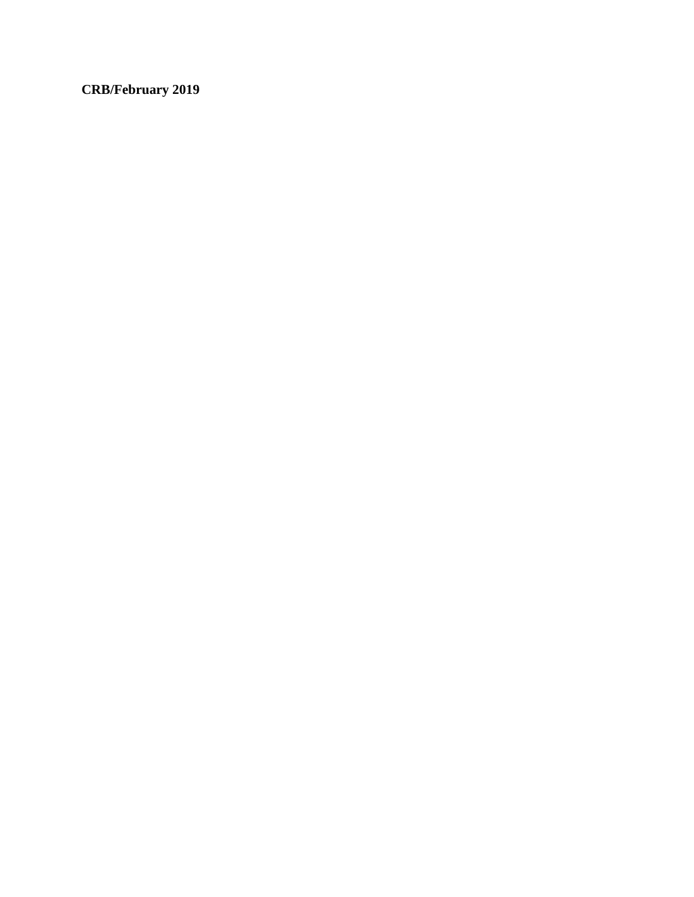**CRB/February 2019**